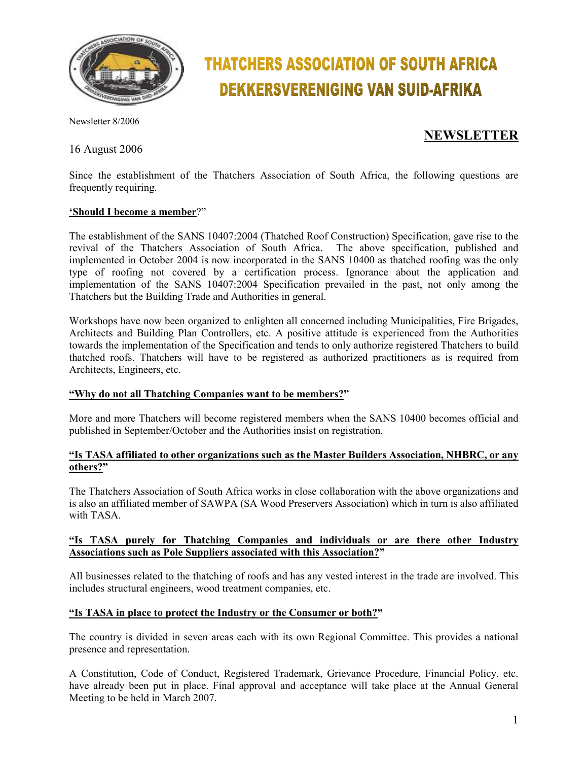# THATCHERS ASSOCIATION OF SOUTH AFRICA
# DEKKERSVERENIGING VAN SUID-AFRIKA

Newsletter 8/2006

## NEWSLETTER

16 August 2006

Since the establishment of the Thatchers Association of South Africa, the following questions are frequently requiring.

**'Should I become a member?"**

The establishment of the SANS 10407:2004 (Thatched Roof Construction) Specification, gave rise to the revival of the Thatchers Association of South Africa. The above specification, published and implemented in October 2004 is now incorporated in the SANS 10400 as thatched roofing was the only type of roofing not covered by a certification process. Ignorance about the application and implementation of the SANS 10407:2004 Specification prevailed in the past, not only among the Thatchers but the Building Trade and Authorities in general.

Workshops have now been organized to enlighten all concerned including Municipalities, Fire Brigades, Architects and Building Plan Controllers, etc. A positive attitude is experienced from the Authorities towards the implementation of the Specification and tends to only authorize registered Thatchers to build thatched roofs. Thatchers will have to be registered as authorized practitioners as is required from Architects, Engineers, etc.

**"Why do not all Thatching Companies want to be members?"**

More and more Thatchers will become registered members when the SANS 10400 becomes official and published in September/October and the Authorities insist on registration.

**"Is TASA affiliated to other organizations such as the Master Builders Association, NHBRC, or any others?"**

The Thatchers Association of South Africa works in close collaboration with the above organizations and is also an affiliated member of SAWPA (SA Wood Preservers Association) which in turn is also affiliated with TASA.

**"Is TASA purely for Thatching Companies and individuals or are there other Industry Associations such as Pole Suppliers associated with this Association?"**

All businesses related to the thatching of roofs and has any vested interest in the trade are involved. This includes structural engineers, wood treatment companies, etc.

**"Is TASA in place to protect the Industry or the Consumer or both?"**

The country is divided in seven areas each with its own Regional Committee. This provides a national presence and representation.

A Constitution, Code of Conduct, Registered Trademark, Grievance Procedure, Financial Policy, etc. have already been put in place. Final approval and acceptance will take place at the Annual General Meeting to be held in March 2007.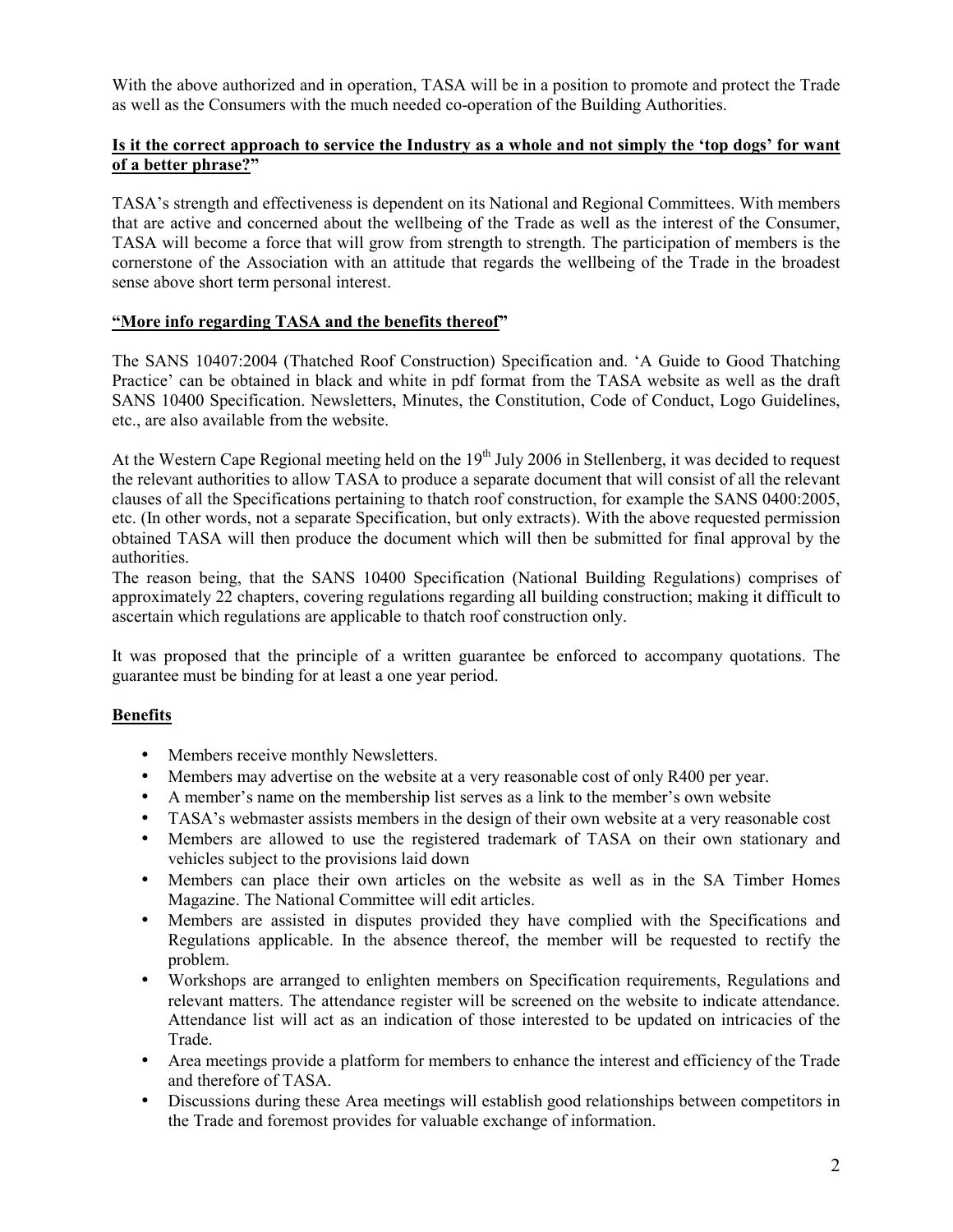With the above authorized and in operation, TASA will be in a position to promote and protect the Trade as well as the Consumers with the much needed co-operation of the Building Authorities.

**Is it the correct approach to service the Industry as a whole and not simply the 'top dogs' for want of a better phrase?"**

TASA's strength and effectiveness is dependent on its National and Regional Committees. With members that are active and concerned about the wellbeing of the Trade as well as the interest of the Consumer, TASA will become a force that will grow from strength to strength. The participation of members is the cornerstone of the Association with an attitude that regards the wellbeing of the Trade in the broadest sense above short term personal interest.

**"More info regarding TASA and the benefits thereof"**

The SANS 10407:2004 (Thatched Roof Construction) Specification and. 'A Guide to Good Thatching Practice' can be obtained in black and white in pdf format from the TASA website as well as the draft SANS 10400 Specification. Newsletters, Minutes, the Constitution, Code of Conduct, Logo Guidelines, etc., are also available from the website.

At the Western Cape Regional meeting held on the 19th July 2006 in Stellenberg, it was decided to request the relevant authorities to allow TASA to produce a separate document that will consist of all the relevant clauses of all the Specifications pertaining to thatch roof construction, for example the SANS 0400:2005, etc. (In other words, not a separate Specification, but only extracts). With the above requested permission obtained TASA will then produce the document which will then be submitted for final approval by the authorities.

The reason being, that the SANS 10400 Specification (National Building Regulations) comprises of approximately 22 chapters, covering regulations regarding all building construction; making it difficult to ascertain which regulations are applicable to thatch roof construction only.

It was proposed that the principle of a written guarantee be enforced to accompany quotations. The guarantee must be binding for at least a one year period.

**Benefits**

- Members receive monthly Newsletters.
- Members may advertise on the website at a very reasonable cost of only R400 per year.
- A member's name on the membership list serves as a link to the member's own website
- TASA's webmaster assists members in the design of their own website at a very reasonable cost
- Members are allowed to use the registered trademark of TASA on their own stationary and vehicles subject to the provisions laid down
- Members can place their own articles on the website as well as in the SA Timber Homes Magazine. The National Committee will edit articles.
- Members are assisted in disputes provided they have complied with the Specifications and Regulations applicable. In the absence thereof, the member will be requested to rectify the problem.
- Workshops are arranged to enlighten members on Specification requirements, Regulations and relevant matters. The attendance register will be screened on the website to indicate attendance. Attendance list will act as an indication of those interested to be updated on intricacies of the Trade.
- Area meetings provide a platform for members to enhance the interest and efficiency of the Trade and therefore of TASA.
- Discussions during these Area meetings will establish good relationships between competitors in the Trade and foremost provides for valuable exchange of information.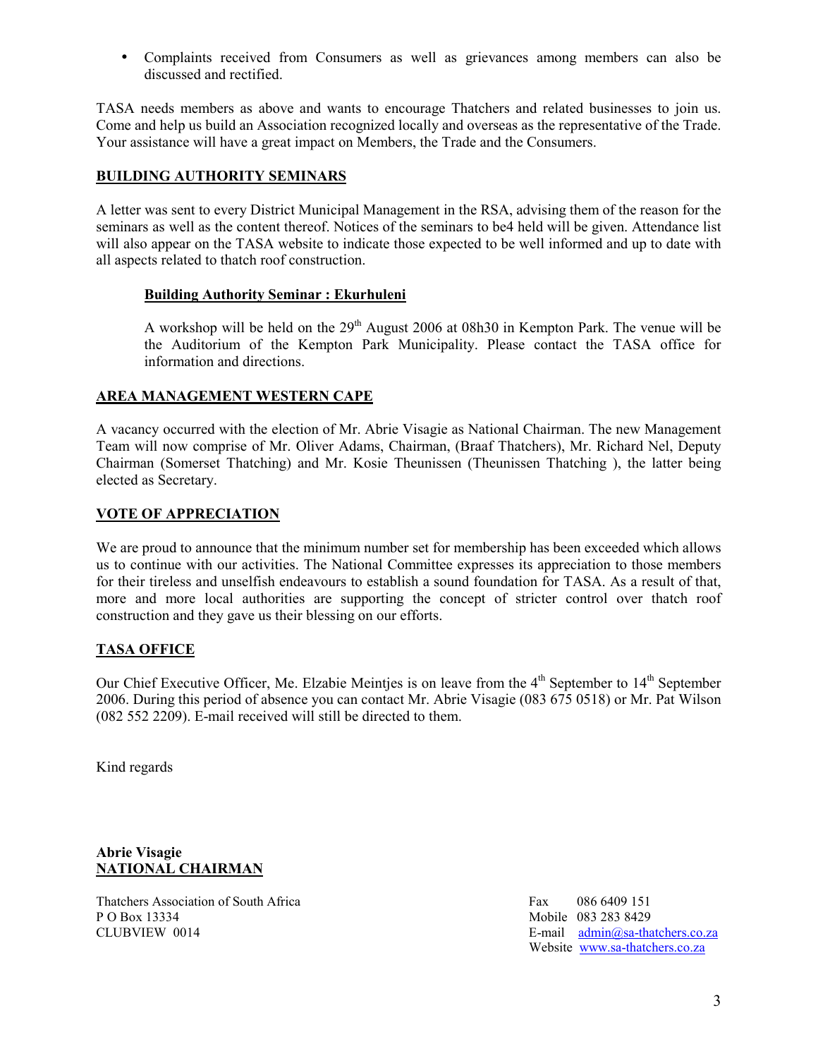- Complaints received from Consumers as well as grievances among members can also be discussed and rectified.

TASA needs members as above and wants to encourage Thatchers and related businesses to join us. Come and help us build an Association recognized locally and overseas as the representative of the Trade. Your assistance will have a great impact on Members, the Trade and the Consumers.

## BUILDING AUTHORITY SEMINARS

A letter was sent to every District Municipal Management in the RSA, advising them of the reason for the seminars as well as the content thereof. Notices of the seminars to be4 held will be given. Attendance list will also appear on the TASA website to indicate those expected to be well informed and up to date with all aspects related to thatch roof construction.

### Building Authority Seminar : Ekurhuleni

A workshop will be held on the 29th August 2006 at 08h30 in Kempton Park. The venue will be the Auditorium of the Kempton Park Municipality. Please contact the TASA office for information and directions.

## AREA MANAGEMENT WESTERN CAPE

A vacancy occurred with the election of Mr. Abrie Visagie as National Chairman. The new Management Team will now comprise of Mr. Oliver Adams, Chairman, (Braaf Thatchers), Mr. Richard Nel, Deputy Chairman (Somerset Thatching) and Mr. Kosie Theunissen (Theunissen Thatching ), the latter being elected as Secretary.

## VOTE OF APPRECIATION

We are proud to announce that the minimum number set for membership has been exceeded which allows us to continue with our activities. The National Committee expresses its appreciation to those members for their tireless and unselfish endeavours to establish a sound foundation for TASA. As a result of that, more and more local authorities are supporting the concept of stricter control over thatch roof construction and they gave us their blessing on our efforts.

## TASA OFFICE

Our Chief Executive Officer, Me. Elzabie Meintjes is on leave from the 4th September to 14th September 2006. During this period of absence you can contact Mr. Abrie Visagie (083 675 0518) or Mr. Pat Wilson (082 552 2209). E-mail received will still be directed to them.

Kind regards

**Abrie Visagie**
**NATIONAL CHAIRMAN**

Thatchers Association of South Africa
P O Box 13334
CLUBVIEW 0014

Fax 086 6409 151
Mobile 083 283 8429
E-mail admin@sa-thatchers.co.za
Website www.sa-thatchers.co.za